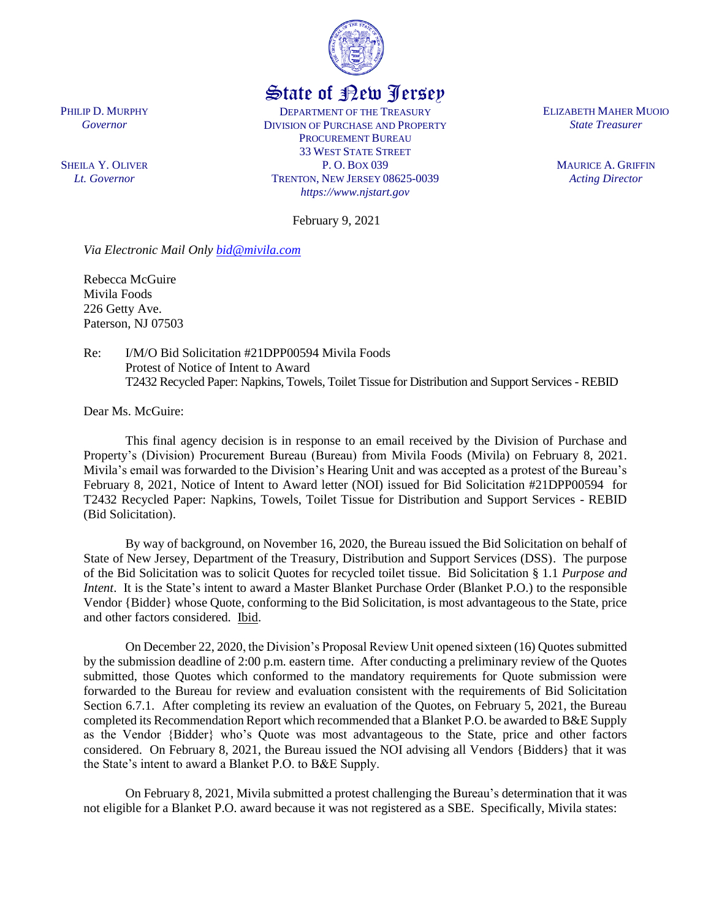# State of New Jersey

PHILIP D. MURPHY
*Governor*

SHEILA Y. OLIVER
*Lt. Governor*

DEPARTMENT OF THE TREASURY
DIVISION OF PURCHASE AND PROPERTY
PROCUREMENT BUREAU
33 WEST STATE STREET
P. O. BOX 039
TRENTON, NEW JERSEY 08625-0039
*https://www.njstart.gov*

ELIZABETH MAHER MUOIO
*State Treasurer*

MAURICE A. GRIFFIN
*Acting Director*

February 9, 2021

*Via Electronic Mail Only bid@mivila.com*

Rebecca McGuire
Mivila Foods
226 Getty Ave.
Paterson, NJ 07503

Re: I/M/O Bid Solicitation #21DPP00594 Mivila Foods
Protest of Notice of Intent to Award
T2432 Recycled Paper: Napkins, Towels, Toilet Tissue for Distribution and Support Services - REBID

Dear Ms. McGuire:

This final agency decision is in response to an email received by the Division of Purchase and Property's (Division) Procurement Bureau (Bureau) from Mivila Foods (Mivila) on February 8, 2021. Mivila's email was forwarded to the Division's Hearing Unit and was accepted as a protest of the Bureau's February 8, 2021, Notice of Intent to Award letter (NOI) issued for Bid Solicitation #21DPP00594 for T2432 Recycled Paper: Napkins, Towels, Toilet Tissue for Distribution and Support Services - REBID (Bid Solicitation).

By way of background, on November 16, 2020, the Bureau issued the Bid Solicitation on behalf of State of New Jersey, Department of the Treasury, Distribution and Support Services (DSS). The purpose of the Bid Solicitation was to solicit Quotes for recycled toilet tissue. Bid Solicitation § 1.1 *Purpose and Intent*. It is the State's intent to award a Master Blanket Purchase Order (Blanket P.O.) to the responsible Vendor {Bidder} whose Quote, conforming to the Bid Solicitation, is most advantageous to the State, price and other factors considered. Ibid.

On December 22, 2020, the Division's Proposal Review Unit opened sixteen (16) Quotes submitted by the submission deadline of 2:00 p.m. eastern time. After conducting a preliminary review of the Quotes submitted, those Quotes which conformed to the mandatory requirements for Quote submission were forwarded to the Bureau for review and evaluation consistent with the requirements of Bid Solicitation Section 6.7.1. After completing its review an evaluation of the Quotes, on February 5, 2021, the Bureau completed its Recommendation Report which recommended that a Blanket P.O. be awarded to B&E Supply as the Vendor {Bidder} who's Quote was most advantageous to the State, price and other factors considered. On February 8, 2021, the Bureau issued the NOI advising all Vendors {Bidders} that it was the State's intent to award a Blanket P.O. to B&E Supply.

On February 8, 2021, Mivila submitted a protest challenging the Bureau's determination that it was not eligible for a Blanket P.O. award because it was not registered as a SBE. Specifically, Mivila states: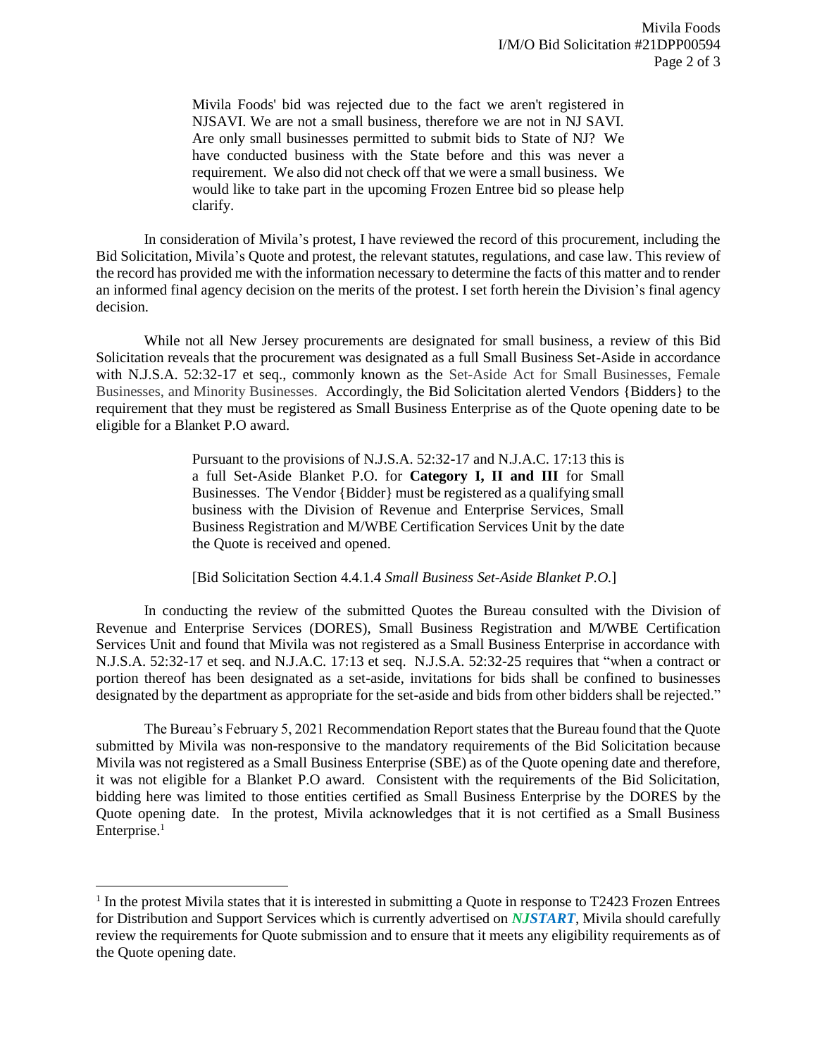> Mivila Foods' bid was rejected due to the fact we aren't registered in NJSAVI. We are not a small business, therefore we are not in NJ SAVI. Are only small businesses permitted to submit bids to State of NJ? We have conducted business with the State before and this was never a requirement. We also did not check off that we were a small business. We would like to take part in the upcoming Frozen Entree bid so please help clarify.

In consideration of Mivila's protest, I have reviewed the record of this procurement, including the Bid Solicitation, Mivila's Quote and protest, the relevant statutes, regulations, and case law. This review of the record has provided me with the information necessary to determine the facts of this matter and to render an informed final agency decision on the merits of the protest. I set forth herein the Division's final agency decision.

While not all New Jersey procurements are designated for small business, a review of this Bid Solicitation reveals that the procurement was designated as a full Small Business Set-Aside in accordance with N.J.S.A. 52:32-17 et seq., commonly known as the Set-Aside Act for Small Businesses, Female Businesses, and Minority Businesses. Accordingly, the Bid Solicitation alerted Vendors {Bidders} to the requirement that they must be registered as Small Business Enterprise as of the Quote opening date to be eligible for a Blanket P.O award.

> Pursuant to the provisions of N.J.S.A. 52:32-17 and N.J.A.C. 17:13 this is a full Set-Aside Blanket P.O. for **Category I, II and III** for Small Businesses. The Vendor {Bidder} must be registered as a qualifying small business with the Division of Revenue and Enterprise Services, Small Business Registration and M/WBE Certification Services Unit by the date the Quote is received and opened.
>
> [Bid Solicitation Section 4.4.1.4 *Small Business Set-Aside Blanket P.O.*]

In conducting the review of the submitted Quotes the Bureau consulted with the Division of Revenue and Enterprise Services (DORES), Small Business Registration and M/WBE Certification Services Unit and found that Mivila was not registered as a Small Business Enterprise in accordance with N.J.S.A. 52:32-17 et seq. and N.J.A.C. 17:13 et seq. N.J.S.A. 52:32-25 requires that "when a contract or portion thereof has been designated as a set-aside, invitations for bids shall be confined to businesses designated by the department as appropriate for the set-aside and bids from other bidders shall be rejected."

The Bureau's February 5, 2021 Recommendation Report states that the Bureau found that the Quote submitted by Mivila was non-responsive to the mandatory requirements of the Bid Solicitation because Mivila was not registered as a Small Business Enterprise (SBE) as of the Quote opening date and therefore, it was not eligible for a Blanket P.O award. Consistent with the requirements of the Bid Solicitation, bidding here was limited to those entities certified as Small Business Enterprise by the DORES by the Quote opening date. In the protest, Mivila acknowledges that it is not certified as a Small Business Enterprise.[1]

---

[1] In the protest Mivila states that it is interested in submitting a Quote in response to T2423 Frozen Entrees for Distribution and Support Services which is currently advertised on ***NJSTART***, Mivila should carefully review the requirements for Quote submission and to ensure that it meets any eligibility requirements as of the Quote opening date.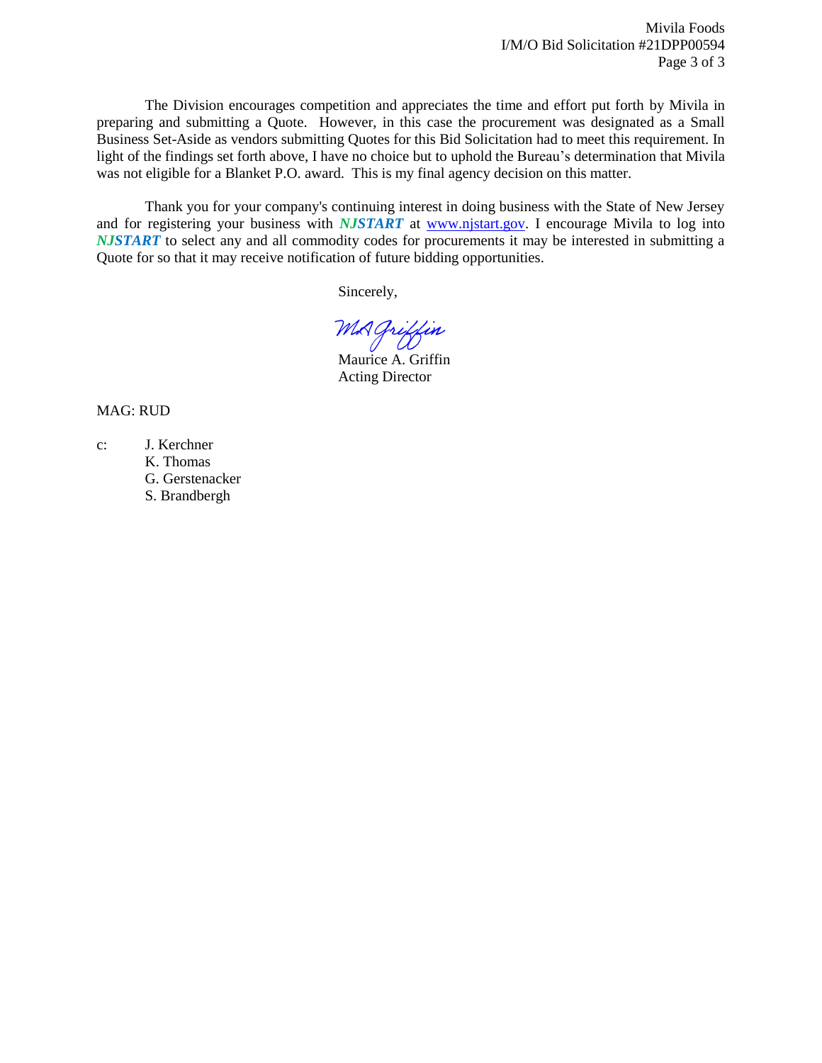The Division encourages competition and appreciates the time and effort put forth by Mivila in preparing and submitting a Quote. However, in this case the procurement was designated as a Small Business Set-Aside as vendors submitting Quotes for this Bid Solicitation had to meet this requirement. In light of the findings set forth above, I have no choice but to uphold the Bureau's determination that Mivila was not eligible for a Blanket P.O. award. This is my final agency decision on this matter.

Thank you for your company's continuing interest in doing business with the State of New Jersey and for registering your business with ***NJSTART*** at www.njstart.gov. I encourage Mivila to log into ***NJSTART*** to select any and all commodity codes for procurements it may be interested in submitting a Quote for so that it may receive notification of future bidding opportunities.

Sincerely,

MA Griffin

Maurice A. Griffin
Acting Director

MAG: RUD

c: J. Kerchner
K. Thomas
G. Gerstenacker
S. Brandbergh